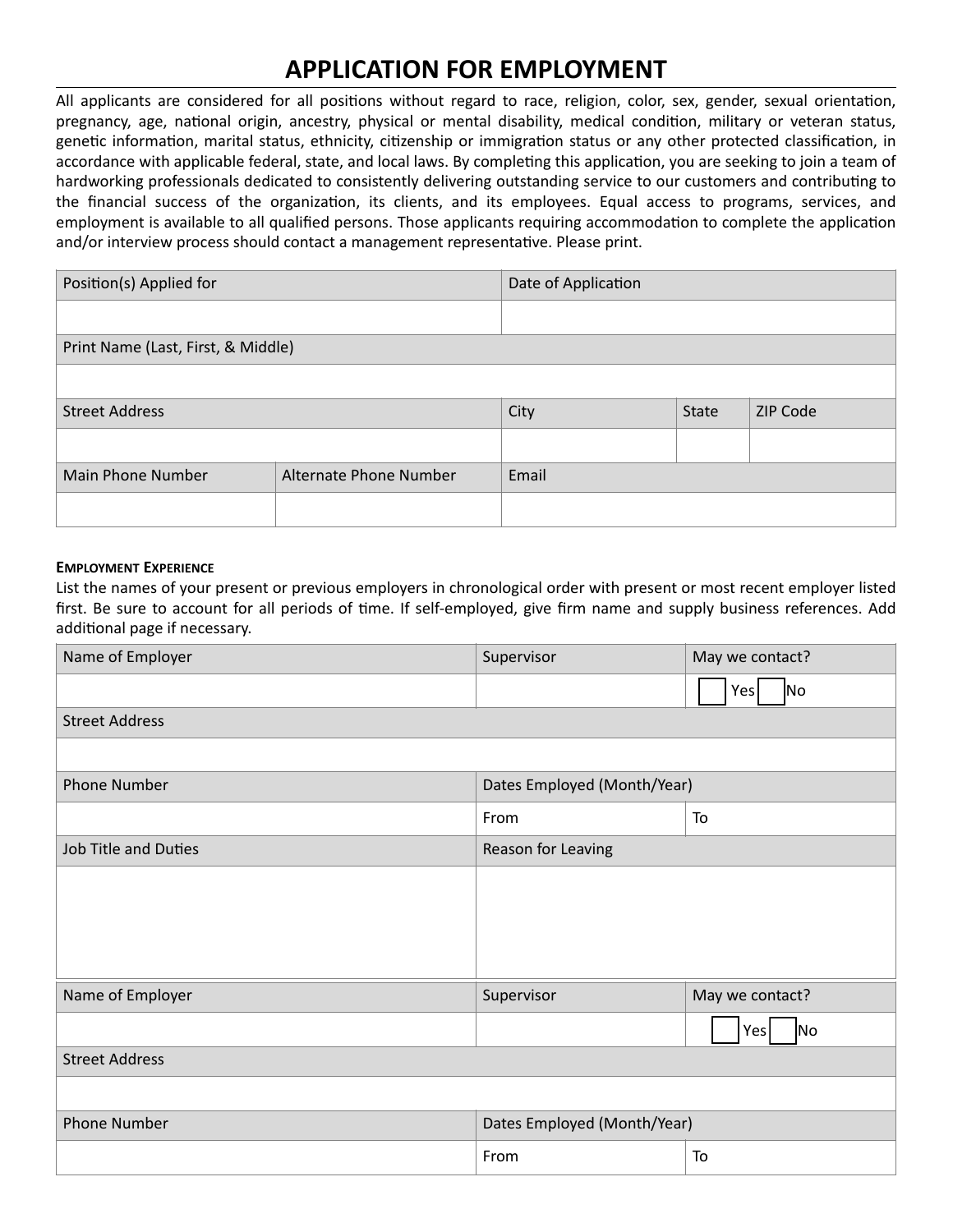# APPLICATION FOR EMPLOYMENT

All applicants are considered for all positions without regard to race, religion, color, sex, gender, sexual orientation, pregnancy, age, national origin, ancestry, physical or mental disability, medical condition, military or veteran status, genetic information, marital status, ethnicity, citizenship or immigration status or any other protected classification, in accordance with applicable federal, state, and local laws. By completing this application, you are seeking to join a team of hardworking professionals dedicated to consistently delivering outstanding service to our customers and contributing to the financial success of the organization, its clients, and its employees. Equal access to programs, services, and employment is available to all qualified persons. Those applicants requiring accommodation to complete the application and/or interview process should contact a management representative. Please print.

| Position(s) Applied for | | Date of Application | | |
|---|---|---|---|---|
| | | | | |
| Print Name (Last, First, & Middle) | | | | |
| | | | | |
| Street Address | | City | State | ZIP Code |
| | | | | |
| Main Phone Number | Alternate Phone Number | Email | | |
| | | | | |

### Employment Experience

List the names of your present or previous employers in chronological order with present or most recent employer listed first. Be sure to account for all periods of time. If self-employed, give firm name and supply business references. Add additional page if necessary.

| Name of Employer | Supervisor | May we contact? |
|---|---|---|
| | | ☐ Yes ☐ No |
| Street Address | | |
| | | |
| Phone Number | Dates Employed (Month/Year) | |
| | From | To |
| Job Title and Duties | Reason for Leaving | |
| | | |

| Name of Employer | Supervisor | May we contact? |
|---|---|---|
| | | ☐ Yes ☐ No |
| Street Address | | |
| | | |
| Phone Number | Dates Employed (Month/Year) | |
| | From | To |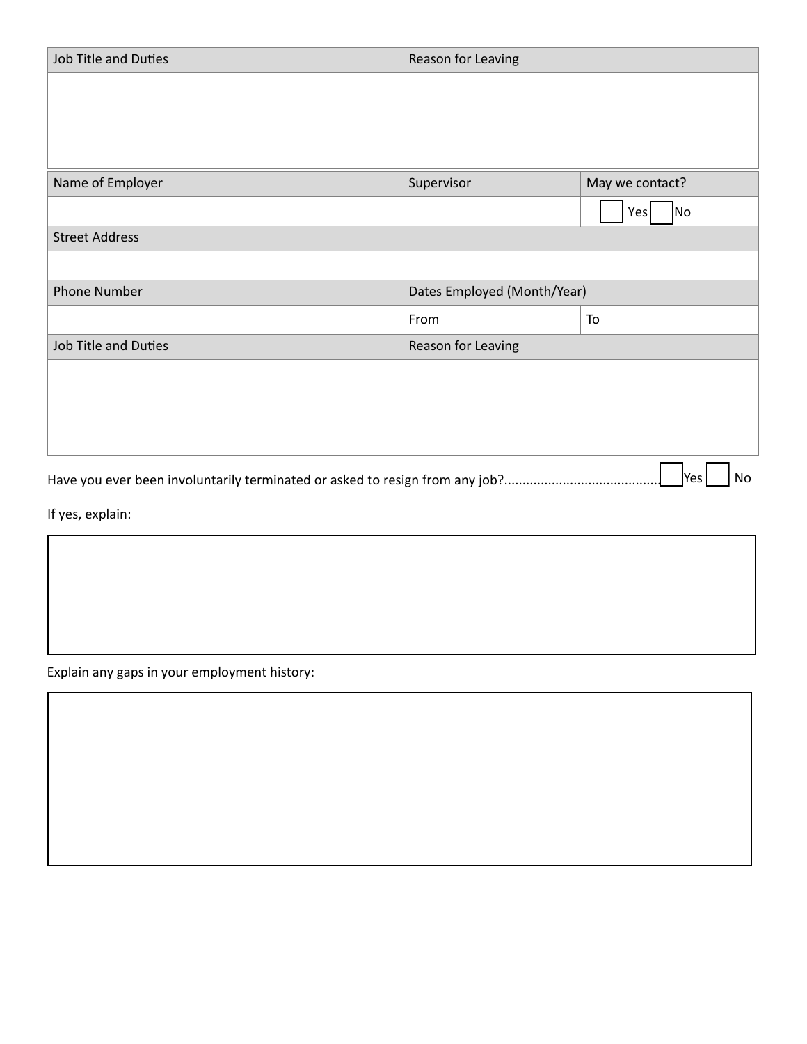| Job Title and Duties | Reason for Leaving |
| --- | --- |
| | |

| Name of Employer | Supervisor | May we contact? |
| --- | --- | --- |
| | | ☐ Yes ☐ No |
| Street Address | | |
| | | |
| Phone Number | Dates Employed (Month/Year) | |
| | From | To |
| Job Title and Duties | Reason for Leaving | |
| | | |

Have you ever been involuntarily terminated or asked to resign from any job?.......................................... ☐ Yes ☐ No

If yes, explain:

Explain any gaps in your employment history: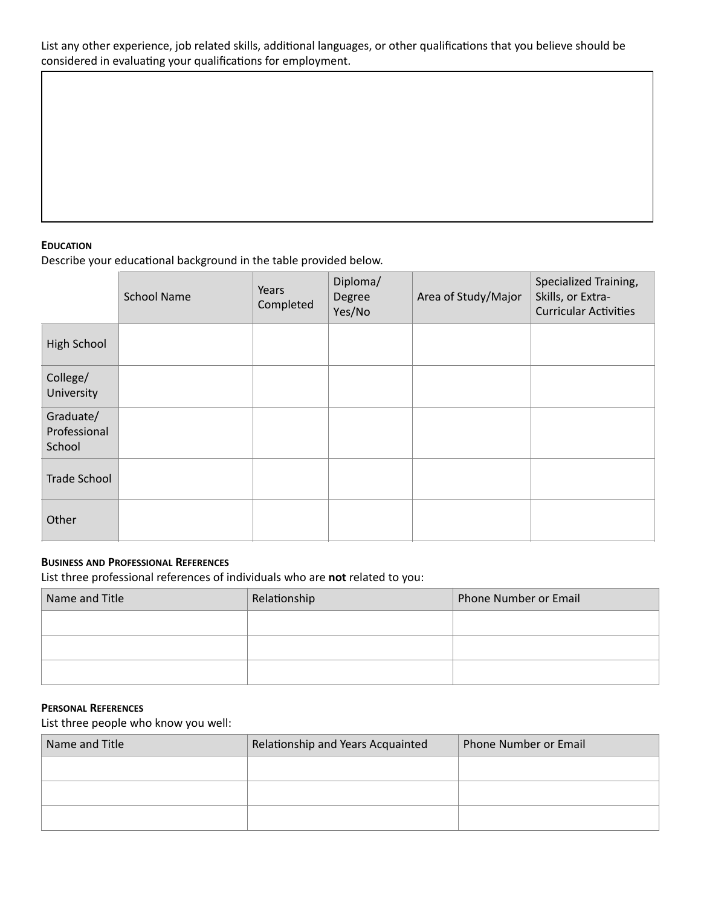List any other experience, job related skills, additional languages, or other qualifications that you believe should be considered in evaluating your qualifications for employment.

### Education

Describe your educational background in the table provided below.

| | School Name | Years Completed | Diploma/ Degree Yes/No | Area of Study/Major | Specialized Training, Skills, or Extra-Curricular Activities |
|---|---|---|---|---|---|
| High School | | | | | |
| College/ University | | | | | |
| Graduate/ Professional School | | | | | |
| Trade School | | | | | |
| Other | | | | | |

### Business and Professional References

List three professional references of individuals who are **not** related to you:

| Name and Title | Relationship | Phone Number or Email |
|---|---|---|
| | | |
| | | |
| | | |

### Personal References

List three people who know you well:

| Name and Title | Relationship and Years Acquainted | Phone Number or Email |
|---|---|---|
| | | |
| | | |
| | | |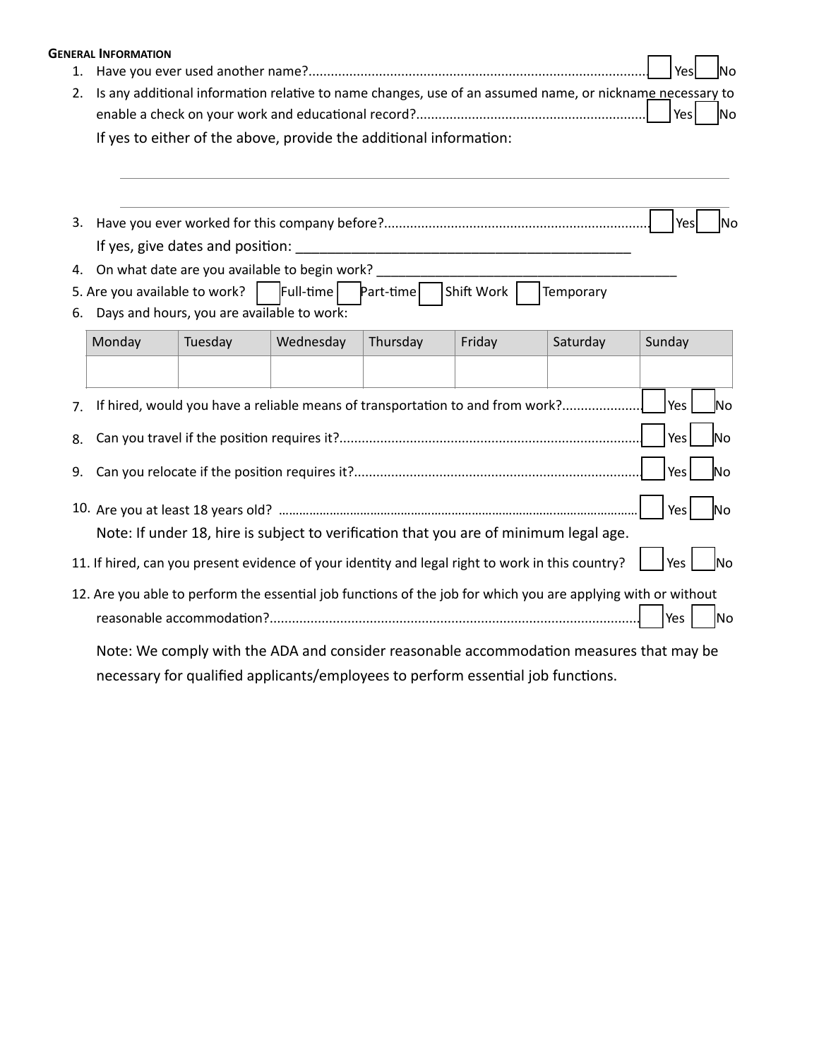## General Information

1. Have you ever used another name?.......................................................................................... ☐ Yes ☐ No
2. Is any additional information relative to name changes, use of an assumed name, or nickname necessary to enable a check on your work and educational record?............................................................ ☐ Yes ☐ No

   If yes to either of the above, provide the additional information:

   ______________________________________________________________________________

   ______________________________________________________________________________

3. Have you ever worked for this company before?....................................................................... ☐ Yes ☐ No

   If yes, give dates and position: _____________________________________________

4. On what date are you available to begin work? __________________________________________
5. Are you available to work? ☐ Full-time ☐ Part-time ☐ Shift Work ☐ Temporary
6. Days and hours, you are available to work:

| Monday | Tuesday | Wednesday | Thursday | Friday | Saturday | Sunday |
|---|---|---|---|---|---|---|
| | | | | | | |

7. If hired, would you have a reliable means of transportation to and from work?..................... ☐ Yes ☐ No
8. Can you travel if the position requires it?................................................................................. ☐ Yes ☐ No
9. Can you relocate if the position requires it?.............................................................................. ☐ Yes ☐ No
10. Are you at least 18 years old? ........................................................................................................ ☐ Yes ☐ No

    Note: If under 18, hire is subject to verification that you are of minimum legal age.

11. If hired, can you present evidence of your identity and legal right to work in this country? ☐ Yes ☐ No
12. Are you able to perform the essential job functions of the job for which you are applying with or without reasonable accommodation?.................................................................................................. ☐ Yes ☐ No

    Note: We comply with the ADA and consider reasonable accommodation measures that may be necessary for qualified applicants/employees to perform essential job functions.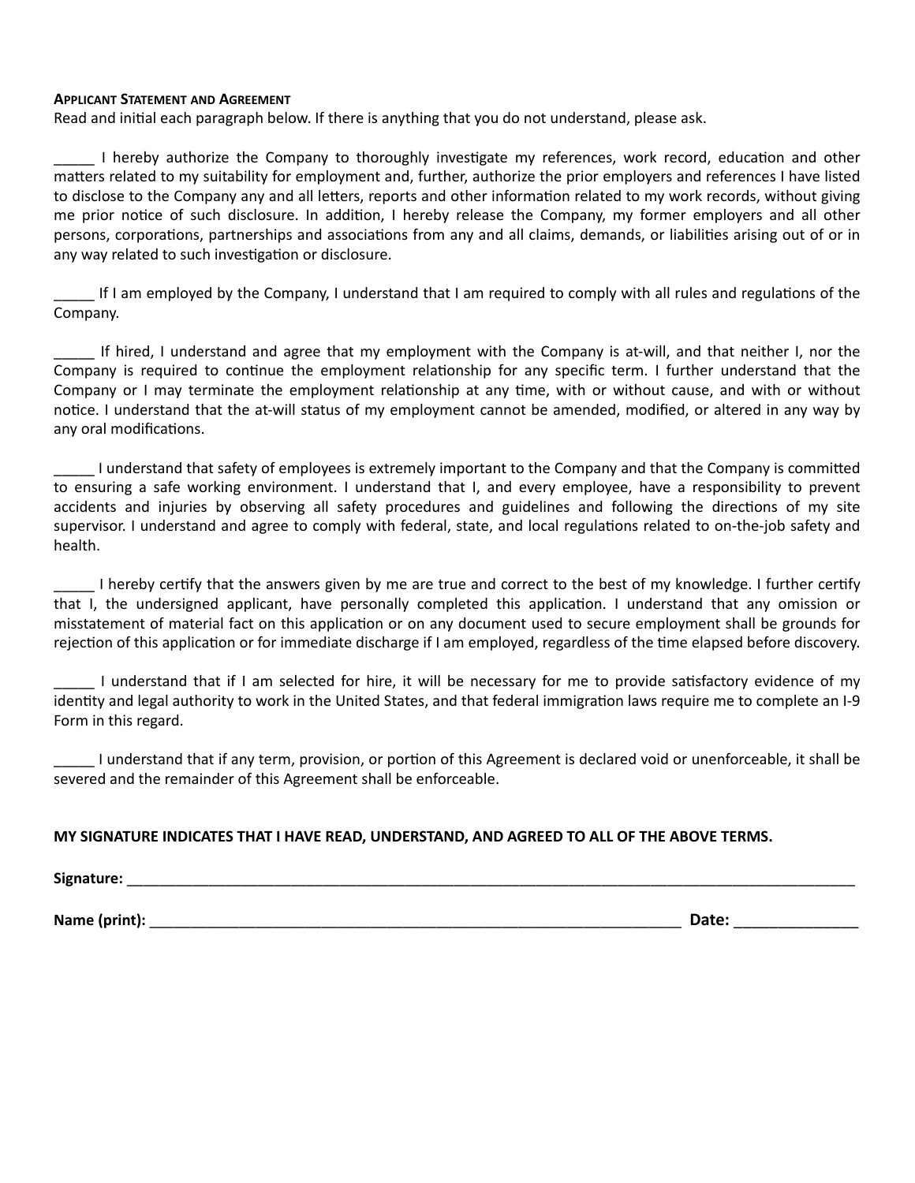**Applicant Statement and Agreement**

Read and initial each paragraph below. If there is anything that you do not understand, please ask.

_____ I hereby authorize the Company to thoroughly investigate my references, work record, education and other matters related to my suitability for employment and, further, authorize the prior employers and references I have listed to disclose to the Company any and all letters, reports and other information related to my work records, without giving me prior notice of such disclosure. In addition, I hereby release the Company, my former employers and all other persons, corporations, partnerships and associations from any and all claims, demands, or liabilities arising out of or in any way related to such investigation or disclosure.

_____ If I am employed by the Company, I understand that I am required to comply with all rules and regulations of the Company.

_____ If hired, I understand and agree that my employment with the Company is at-will, and that neither I, nor the Company is required to continue the employment relationship for any specific term. I further understand that the Company or I may terminate the employment relationship at any time, with or without cause, and with or without notice. I understand that the at-will status of my employment cannot be amended, modified, or altered in any way by any oral modifications.

_____ I understand that safety of employees is extremely important to the Company and that the Company is committed to ensuring a safe working environment. I understand that I, and every employee, have a responsibility to prevent accidents and injuries by observing all safety procedures and guidelines and following the directions of my site supervisor. I understand and agree to comply with federal, state, and local regulations related to on-the-job safety and health.

_____ I hereby certify that the answers given by me are true and correct to the best of my knowledge. I further certify that I, the undersigned applicant, have personally completed this application. I understand that any omission or misstatement of material fact on this application or on any document used to secure employment shall be grounds for rejection of this application or for immediate discharge if I am employed, regardless of the time elapsed before discovery.

_____ I understand that if I am selected for hire, it will be necessary for me to provide satisfactory evidence of my identity and legal authority to work in the United States, and that federal immigration laws require me to complete an I-9 Form in this regard.

_____ I understand that if any term, provision, or portion of this Agreement is declared void or unenforceable, it shall be severed and the remainder of this Agreement shall be enforceable.

**MY SIGNATURE INDICATES THAT I HAVE READ, UNDERSTAND, AND AGREED TO ALL OF THE ABOVE TERMS.**

**Signature:** ____________________________________________________________________________________________

**Name (print):** _____________________________________________________________ **Date:** ______________